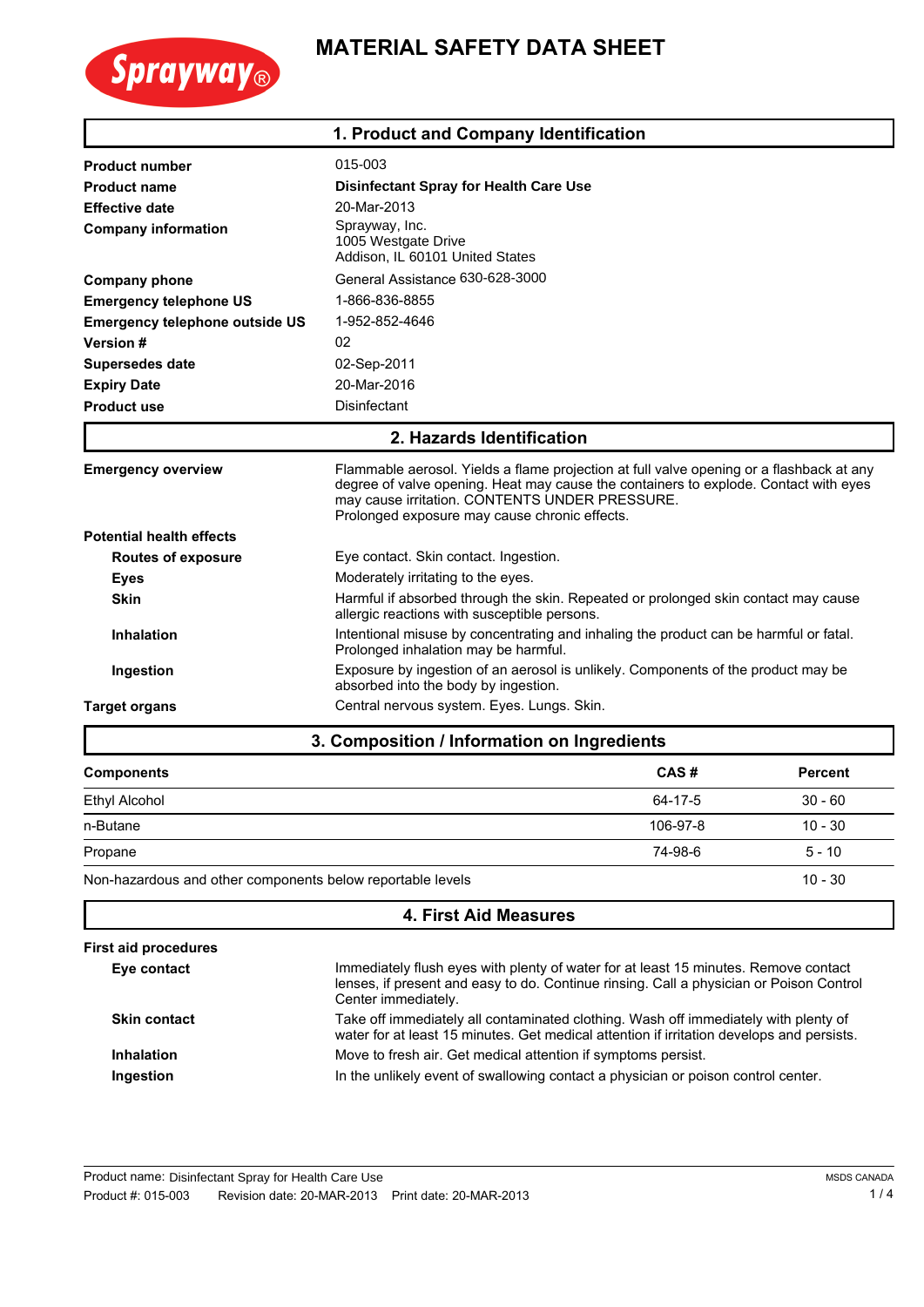# MATERIAL SAFETY DATA SHEET

Sprayway®

## 1. Product and Company Identification

| | |
|---|---|
| **Product number** | 015-003 |
| **Product name** | **Disinfectant Spray for Health Care Use** |
| **Effective date** | 20-Mar-2013 |
| **Company information** | Sprayway, Inc.<br>1005 Westgate Drive<br>Addison, IL 60101 United States |
| **Company phone** | General Assistance 630-628-3000 |
| **Emergency telephone US** | 1-866-836-8855 |
| **Emergency telephone outside US** | 1-952-852-4646 |
| **Version #** | 02 |
| **Supersedes date** | 02-Sep-2011 |
| **Expiry Date** | 20-Mar-2016 |
| **Product use** | Disinfectant |

## 2. Hazards Identification

**Emergency overview**

Flammable aerosol. Yields a flame projection at full valve opening or a flashback at any degree of valve opening. Heat may cause the containers to explode. Contact with eyes may cause irritation. CONTENTS UNDER PRESSURE.
Prolonged exposure may cause chronic effects.

**Potential health effects**

- **Routes of exposure:** Eye contact. Skin contact. Ingestion.
- **Eyes:** Moderately irritating to the eyes.
- **Skin:** Harmful if absorbed through the skin. Repeated or prolonged skin contact may cause allergic reactions with susceptible persons.
- **Inhalation:** Intentional misuse by concentrating and inhaling the product can be harmful or fatal. Prolonged inhalation may be harmful.
- **Ingestion:** Exposure by ingestion of an aerosol is unlikely. Components of the product may be absorbed into the body by ingestion.

**Target organs:** Central nervous system. Eyes. Lungs. Skin.

## 3. Composition / Information on Ingredients

| Components | CAS # | Percent |
|---|---|---|
| Ethyl Alcohol | 64-17-5 | 30 - 60 |
| n-Butane | 106-97-8 | 10 - 30 |
| Propane | 74-98-6 | 5 - 10 |
| Non-hazardous and other components below reportable levels | | 10 - 30 |

## 4. First Aid Measures

**First aid procedures**

- **Eye contact:** Immediately flush eyes with plenty of water for at least 15 minutes. Remove contact lenses, if present and easy to do. Continue rinsing. Call a physician or Poison Control Center immediately.
- **Skin contact:** Take off immediately all contaminated clothing. Wash off immediately with plenty of water for at least 15 minutes. Get medical attention if irritation develops and persists.
- **Inhalation:** Move to fresh air. Get medical attention if symptoms persist.
- **Ingestion:** In the unlikely event of swallowing contact a physician or poison control center.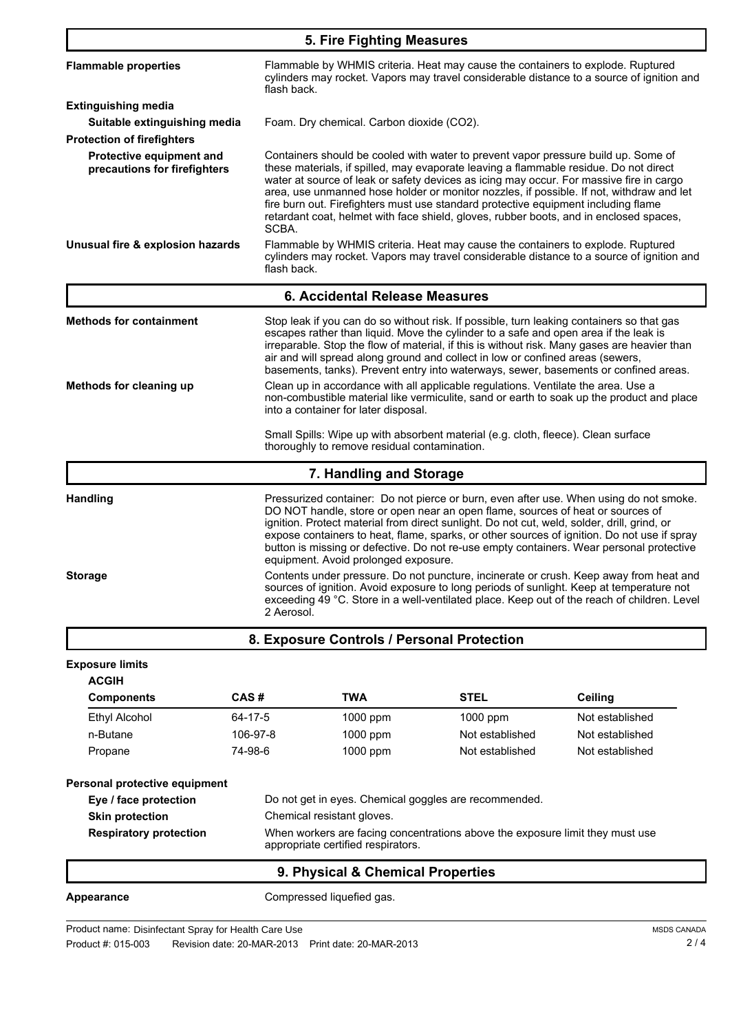## 5. Fire Fighting Measures

**Flammable properties**

Flammable by WHMIS criteria. Heat may cause the containers to explode. Ruptured cylinders may rocket. Vapors may travel considerable distance to a source of ignition and flash back.

**Extinguishing media**

**Suitable extinguishing media**

Foam. Dry chemical. Carbon dioxide ($CO_2$).

**Protection of firefighters**

**Protective equipment and precautions for firefighters**

Containers should be cooled with water to prevent vapor pressure build up. Some of these materials, if spilled, may evaporate leaving a flammable residue. Do not direct water at source of leak or safety devices as icing may occur. For massive fire in cargo area, use unmanned hose holder or monitor nozzles, if possible. If not, withdraw and let fire burn out. Firefighters must use standard protective equipment including flame retardant coat, helmet with face shield, gloves, rubber boots, and in enclosed spaces, SCBA.

**Unusual fire & explosion hazards**

Flammable by WHMIS criteria. Heat may cause the containers to explode. Ruptured cylinders may rocket. Vapors may travel considerable distance to a source of ignition and flash back.

## 6. Accidental Release Measures

**Methods for containment**

Stop leak if you can do so without risk. If possible, turn leaking containers so that gas escapes rather than liquid. Move the cylinder to a safe and open area if the leak is irreparable. Stop the flow of material, if this is without risk. Many gases are heavier than air and will spread along ground and collect in low or confined areas (sewers, basements, tanks). Prevent entry into waterways, sewer, basements or confined areas.

**Methods for cleaning up**

Clean up in accordance with all applicable regulations. Ventilate the area. Use a non-combustible material like vermiculite, sand or earth to soak up the product and place into a container for later disposal.

Small Spills: Wipe up with absorbent material (e.g. cloth, fleece). Clean surface thoroughly to remove residual contamination.

## 7. Handling and Storage

**Handling**

Pressurized container: Do not pierce or burn, even after use. When using do not smoke. DO NOT handle, store or open near an open flame, sources of heat or sources of ignition. Protect material from direct sunlight. Do not cut, weld, solder, drill, grind, or expose containers to heat, flame, sparks, or other sources of ignition. Do not use if spray button is missing or defective. Do not re-use empty containers. Wear personal protective equipment. Avoid prolonged exposure.

**Storage**

Contents under pressure. Do not puncture, incinerate or crush. Keep away from heat and sources of ignition. Avoid exposure to long periods of sunlight. Keep at temperature not exceeding 49 °C. Store in a well-ventilated place. Keep out of the reach of children. Level 2 Aerosol.

## 8. Exposure Controls / Personal Protection

**Exposure limits**

**ACGIH**

| Components | CAS # | TWA | STEL | Ceiling |
|---|---|---|---|---|
| Ethyl Alcohol | 64-17-5 | 1000 ppm | 1000 ppm | Not established |
| n-Butane | 106-97-8 | 1000 ppm | Not established | Not established |
| Propane | 74-98-6 | 1000 ppm | Not established | Not established |

**Personal protective equipment**

**Eye / face protection**

Do not get in eyes. Chemical goggles are recommended.

**Skin protection**

Chemical resistant gloves.

**Respiratory protection**

When workers are facing concentrations above the exposure limit they must use appropriate certified respirators.

## 9. Physical & Chemical Properties

**Appearance**

Compressed liquefied gas.

Product name: Disinfectant Spray for Health Care Use
Product #: 015-003 Revision date: 20-MAR-2013 Print date: 20-MAR-2013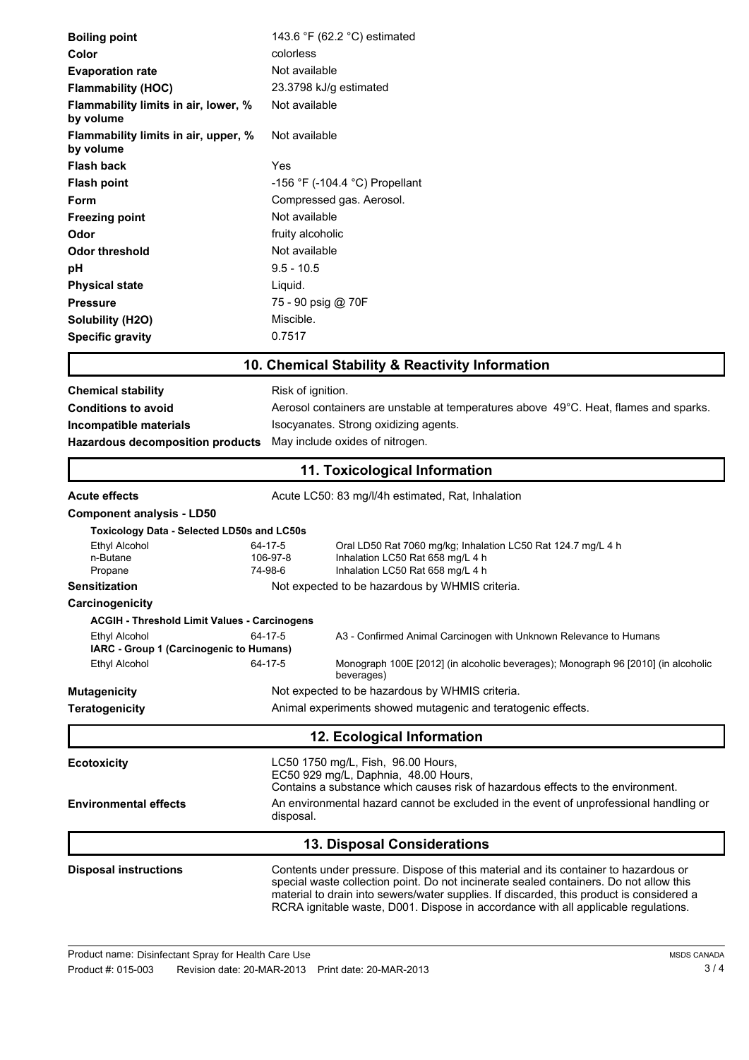| | |
|---|---|
| **Boiling point** | 143.6 °F (62.2 °C) estimated |
| **Color** | colorless |
| **Evaporation rate** | Not available |
| **Flammability (HOC)** | 23.3798 kJ/g estimated |
| **Flammability limits in air, lower, % by volume** | Not available |
| **Flammability limits in air, upper, % by volume** | Not available |
| **Flash back** | Yes |
| **Flash point** | -156 °F (-104.4 °C) Propellant |
| **Form** | Compressed gas. Aerosol. |
| **Freezing point** | Not available |
| **Odor** | fruity alcoholic |
| **Odor threshold** | Not available |
| **pH** | 9.5 - 10.5 |
| **Physical state** | Liquid. |
| **Pressure** | 75 - 90 psig @ 70F |
| **Solubility (H2O)** | Miscible. |
| **Specific gravity** | 0.7517 |

## 10. Chemical Stability & Reactivity Information

| | |
|---|---|
| **Chemical stability** | Risk of ignition. |
| **Conditions to avoid** | Aerosol containers are unstable at temperatures above 49°C. Heat, flames and sparks. |
| **Incompatible materials** | Isocyanates. Strong oxidizing agents. |
| **Hazardous decomposition products** | May include oxides of nitrogen. |

## 11. Toxicological Information

**Acute effects** Acute LC50: 83 mg/l/4h estimated, Rat, Inhalation

**Component analysis - LD50**

**Toxicology Data - Selected LD50s and LC50s**

| | | |
|---|---|---|
| Ethyl Alcohol | 64-17-5 | Oral LD50 Rat 7060 mg/kg; Inhalation LC50 Rat 124.7 mg/L 4 h |
| n-Butane | 106-97-8 | Inhalation LC50 Rat 658 mg/L 4 h |
| Propane | 74-98-6 | Inhalation LC50 Rat 658 mg/L 4 h |

**Sensitization** Not expected to be hazardous by WHMIS criteria.

**Carcinogenicity**

**ACGIH - Threshold Limit Values - Carcinogens**

| | | |
|---|---|---|
| Ethyl Alcohol | 64-17-5 | A3 - Confirmed Animal Carcinogen with Unknown Relevance to Humans |

**IARC - Group 1 (Carcinogenic to Humans)**

| | | |
|---|---|---|
| Ethyl Alcohol | 64-17-5 | Monograph 100E [2012] (in alcoholic beverages); Monograph 96 [2010] (in alcoholic beverages) |

**Mutagenicity** Not expected to be hazardous by WHMIS criteria.

**Teratogenicity** Animal experiments showed mutagenic and teratogenic effects.

## 12. Ecological Information

**Ecotoxicity** LC50 1750 mg/L, Fish, 96.00 Hours,
EC50 929 mg/L, Daphnia, 48.00 Hours,
Contains a substance which causes risk of hazardous effects to the environment.

**Environmental effects** An environmental hazard cannot be excluded in the event of unprofessional handling or disposal.

## 13. Disposal Considerations

**Disposal instructions** Contents under pressure. Dispose of this material and its container to hazardous or special waste collection point. Do not incinerate sealed containers. Do not allow this material to drain into sewers/water supplies. If discarded, this product is considered a RCRA ignitable waste, D001. Dispose in accordance with all applicable regulations.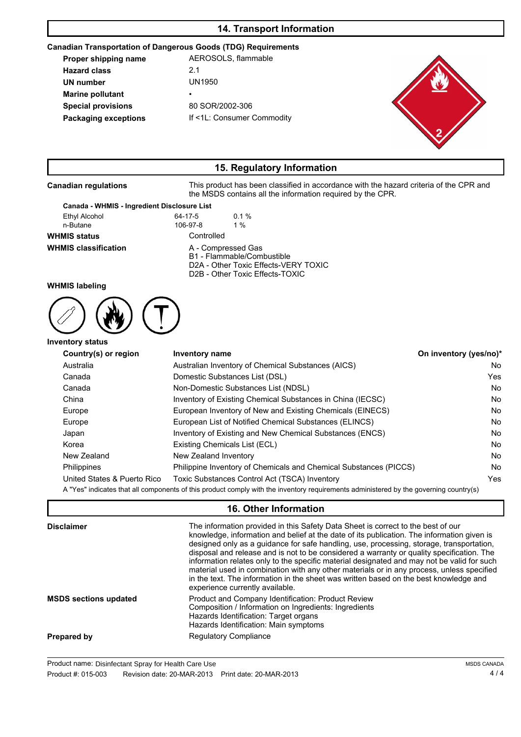## 14. Transport Information

**Canadian Transportation of Dangerous Goods (TDG) Requirements**

| | |
|---|---|
| **Proper shipping name** | AEROSOLS, flammable |
| **Hazard class** | 2.1 |
| **UN number** | UN1950 |
| **Marine pollutant** | • |
| **Special provisions** | 80 SOR/2002-306 |
| **Packaging exceptions** | If <1L: Consumer Commodity |

## 15. Regulatory Information

**Canadian regulations** This product has been classified in accordance with the hazard criteria of the CPR and the MSDS contains all the information required by the CPR.

**Canada - WHMIS - Ingredient Disclosure List**

| | | |
|---|---|---|
| Ethyl Alcohol | 64-17-5 | 0.1 % |
| n-Butane | 106-97-8 | 1 % |

**WHMIS status** Controlled

**WHMIS classification**
A - Compressed Gas
B1 - Flammable/Combustible
D2A - Other Toxic Effects-VERY TOXIC
D2B - Other Toxic Effects-TOXIC

**WHMIS labeling**

**Inventory status**

| Country(s) or region | Inventory name | On inventory (yes/no)* |
|---|---|---|
| Australia | Australian Inventory of Chemical Substances (AICS) | No |
| Canada | Domestic Substances List (DSL) | Yes |
| Canada | Non-Domestic Substances List (NDSL) | No |
| China | Inventory of Existing Chemical Substances in China (IECSC) | No |
| Europe | European Inventory of New and Existing Chemicals (EINECS) | No |
| Europe | European List of Notified Chemical Substances (ELINCS) | No |
| Japan | Inventory of Existing and New Chemical Substances (ENCS) | No |
| Korea | Existing Chemicals List (ECL) | No |
| New Zealand | New Zealand Inventory | No |
| Philippines | Philippine Inventory of Chemicals and Chemical Substances (PICCS) | No |
| United States & Puerto Rico | Toxic Substances Control Act (TSCA) Inventory | Yes |

A "Yes" indicates that all components of this product comply with the inventory requirements administered by the governing country(s)

## 16. Other Information

**Disclaimer** The information provided in this Safety Data Sheet is correct to the best of our knowledge, information and belief at the date of its publication. The information given is designed only as a guidance for safe handling, use, processing, storage, transportation, disposal and release and is not to be considered a warranty or quality specification. The information relates only to the specific material designated and may not be valid for such material used in combination with any other materials or in any process, unless specified in the text. The information in the sheet was written based on the best knowledge and experience currently available.

**MSDS sections updated**
Product and Company Identification: Product Review
Composition / Information on Ingredients: Ingredients
Hazards Identification: Target organs
Hazards Identification: Main symptoms

**Prepared by** Regulatory Compliance